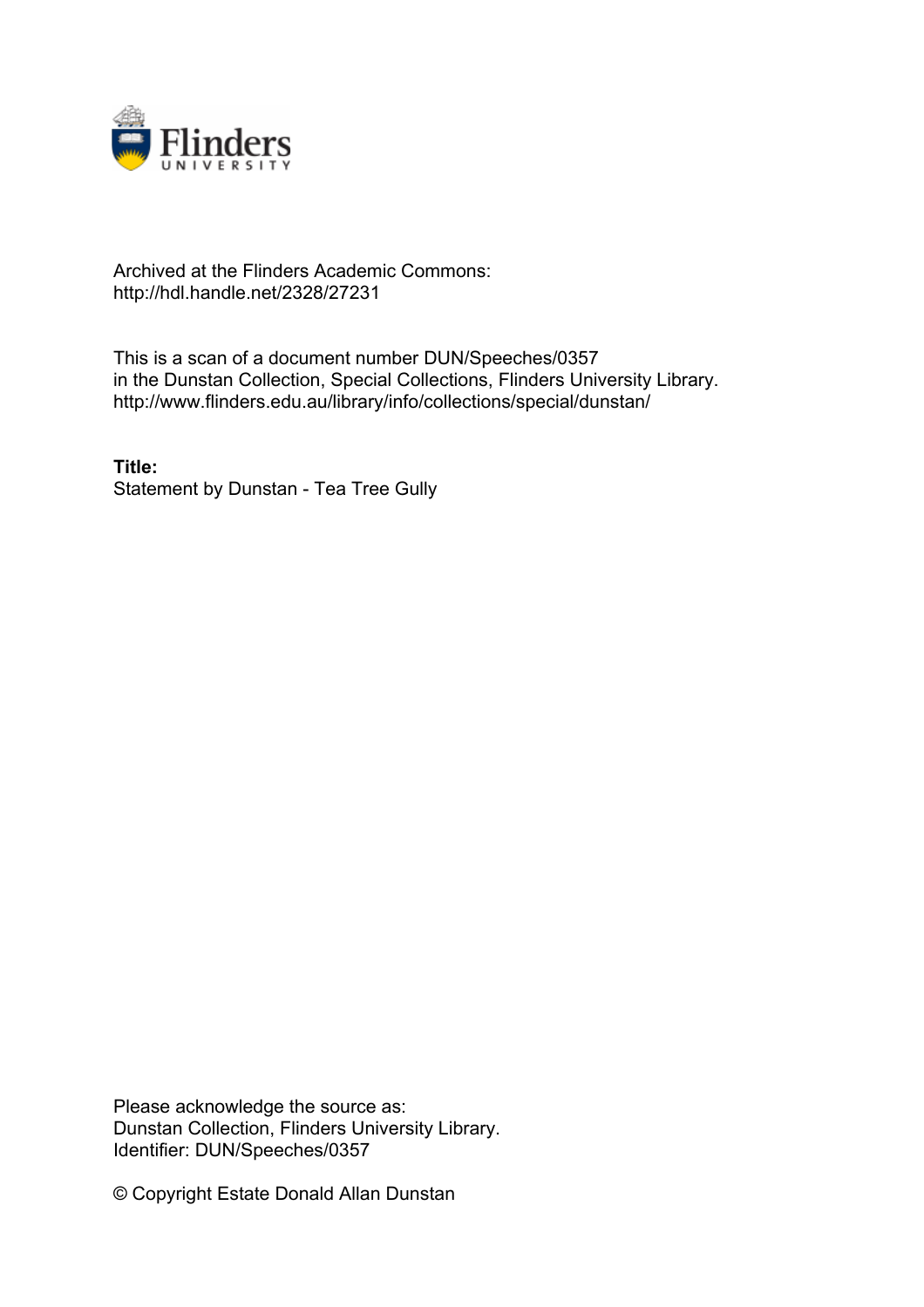Archived at the Flinders Academic Commons:
http://hdl.handle.net/2328/27231

This is a scan of a document number DUN/Speeches/0357
in the Dunstan Collection, Special Collections, Flinders University Library.
http://www.flinders.edu.au/library/info/collections/special/dunstan/

**Title:**
Statement by Dunstan - Tea Tree Gully

Please acknowledge the source as:
Dunstan Collection, Flinders University Library.
Identifier: DUN/Speeches/0357

© Copyright Estate Donald Allan Dunstan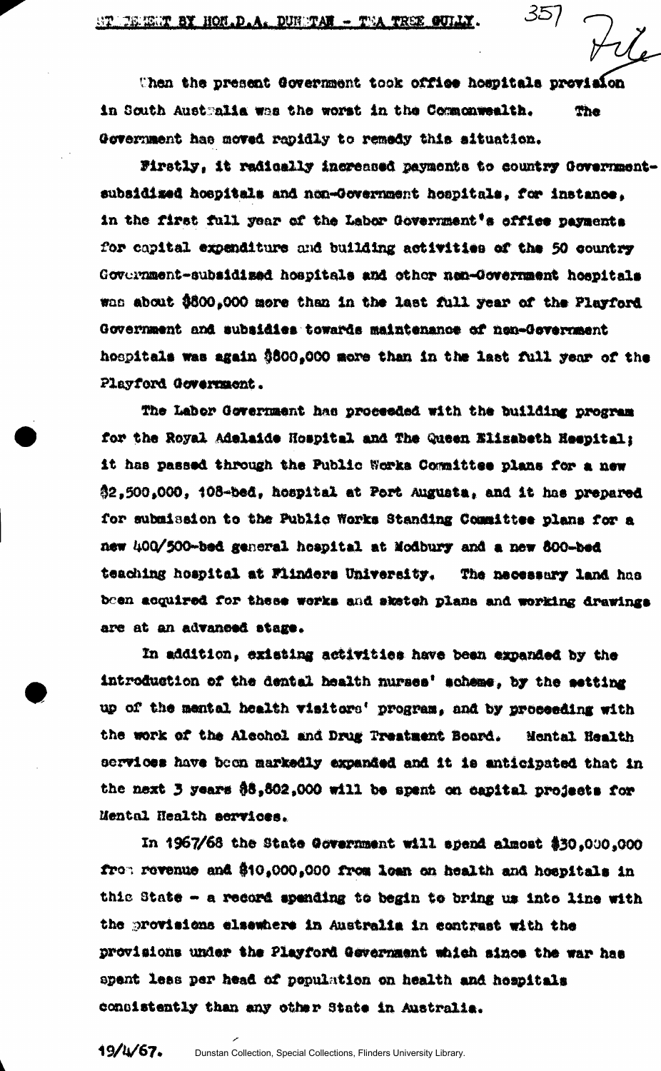STATEMENT BY HON. D.A. DUNSTAN - TEA TREE GULLY.

When the present Government took office hospitals provision in South Australia was the worst in the Commonwealth. The Government has moved rapidly to remedy this situation.

Firstly, it radically increased payments to country Government-subsidized hospitals and non-Government hospitals, for instance, in the first full year of the Labor Government's office payments for capital expenditure and building activities of the 50 country Government-subsidised hospitals and other non-Government hospitals was about $800,000 more than in the last full year of the Playford Government and subsidies towards maintenance of non-Government hospitals was again $800,000 more than in the last full year of the Playford Government.

The Labor Government has proceeded with the building program for the Royal Adelaide Hospital and The Queen Elizabeth Hospital; it has passed through the Public Works Committee plans for a new $2,500,000, 108-bed, hospital at Port Augusta, and it has prepared for submission to the Public Works Standing Committee plans for a new 400/500-bed general hospital at Modbury and a new 800-bed teaching hospital at Flinders University. The necessary land has been acquired for these works and sketch plans and working drawings are at an advanced stage.

In addition, existing activities have been expanded by the introduction of the dental health nurses' scheme, by the setting up of the mental health visitors' program, and by proceeding with the work of the Alcohol and Drug Treatment Board. Mental Health services have been markedly expanded and it is anticipated that in the next 3 years $8,802,000 will be spent on capital projects for Mental Health services.

In 1967/68 the State Government will spend almost $30,000,000 from revenue and $10,000,000 from loan on health and hospitals in this State - a record spending to begin to bring us into line with the provisions elsewhere in Australia in contrast with the provisions under the Playford Government which since the war has spent less per head of population on health and hospitals consistently than any other State in Australia.

19/4/67.